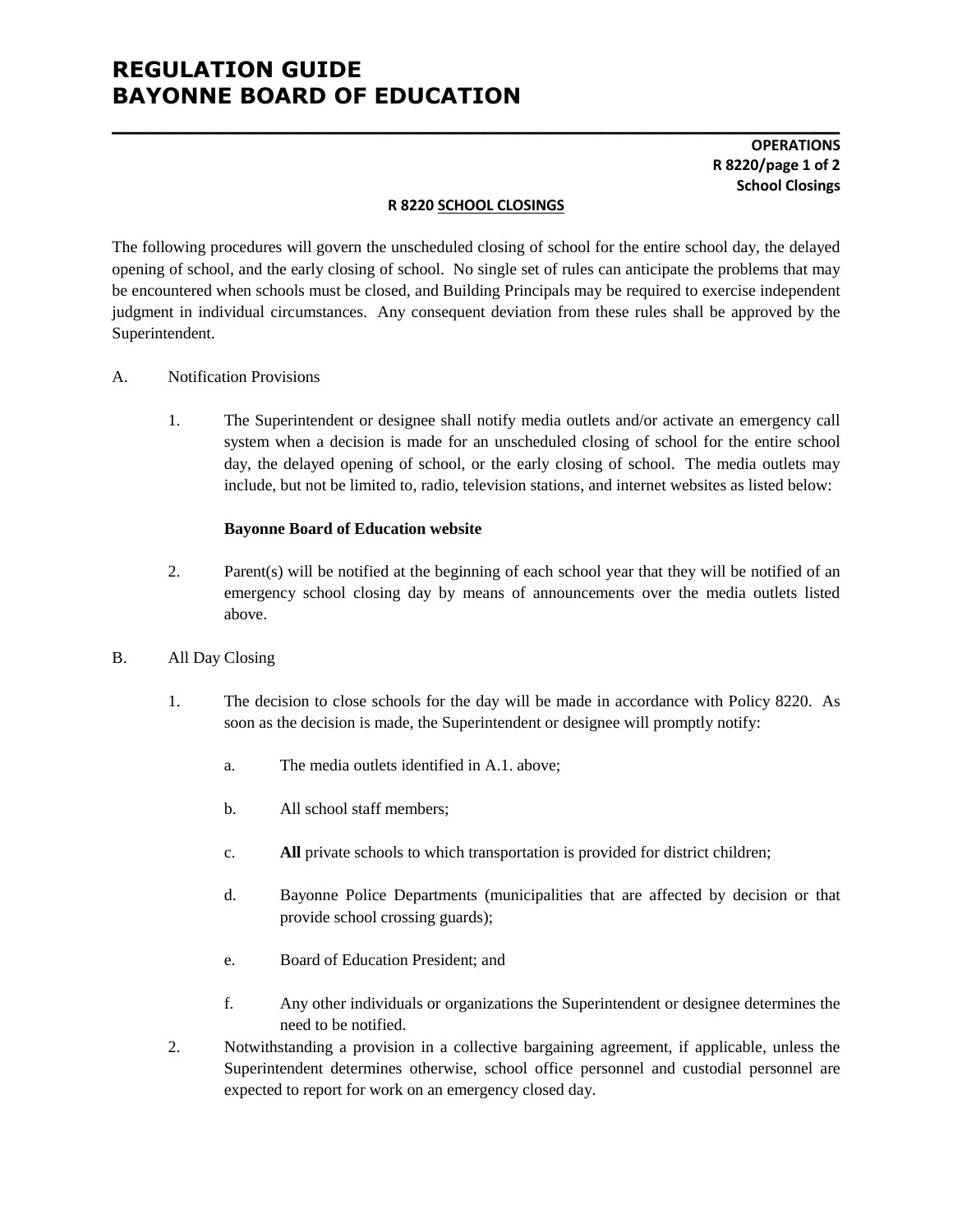# REGULATION GUIDE
# BAYONNE BOARD OF EDUCATION

**OPERATIONS**
**R 8220/page 1 of 2**
**School Closings**

## R 8220 SCHOOL CLOSINGS

The following procedures will govern the unscheduled closing of school for the entire school day, the delayed opening of school, and the early closing of school. No single set of rules can anticipate the problems that may be encountered when schools must be closed, and Building Principals may be required to exercise independent judgment in individual circumstances. Any consequent deviation from these rules shall be approved by the Superintendent.

A. Notification Provisions

1. The Superintendent or designee shall notify media outlets and/or activate an emergency call system when a decision is made for an unscheduled closing of school for the entire school day, the delayed opening of school, or the early closing of school. The media outlets may include, but not be limited to, radio, television stations, and internet websites as listed below:

   **Bayonne Board of Education website**

2. Parent(s) will be notified at the beginning of each school year that they will be notified of an emergency school closing day by means of announcements over the media outlets listed above.

B. All Day Closing

1. The decision to close schools for the day will be made in accordance with Policy 8220. As soon as the decision is made, the Superintendent or designee will promptly notify:

   a. The media outlets identified in A.1. above;

   b. All school staff members;

   c. **All** private schools to which transportation is provided for district children;

   d. Bayonne Police Departments (municipalities that are affected by decision or that provide school crossing guards);

   e. Board of Education President; and

   f. Any other individuals or organizations the Superintendent or designee determines the need to be notified.

2. Notwithstanding a provision in a collective bargaining agreement, if applicable, unless the Superintendent determines otherwise, school office personnel and custodial personnel are expected to report for work on an emergency closed day.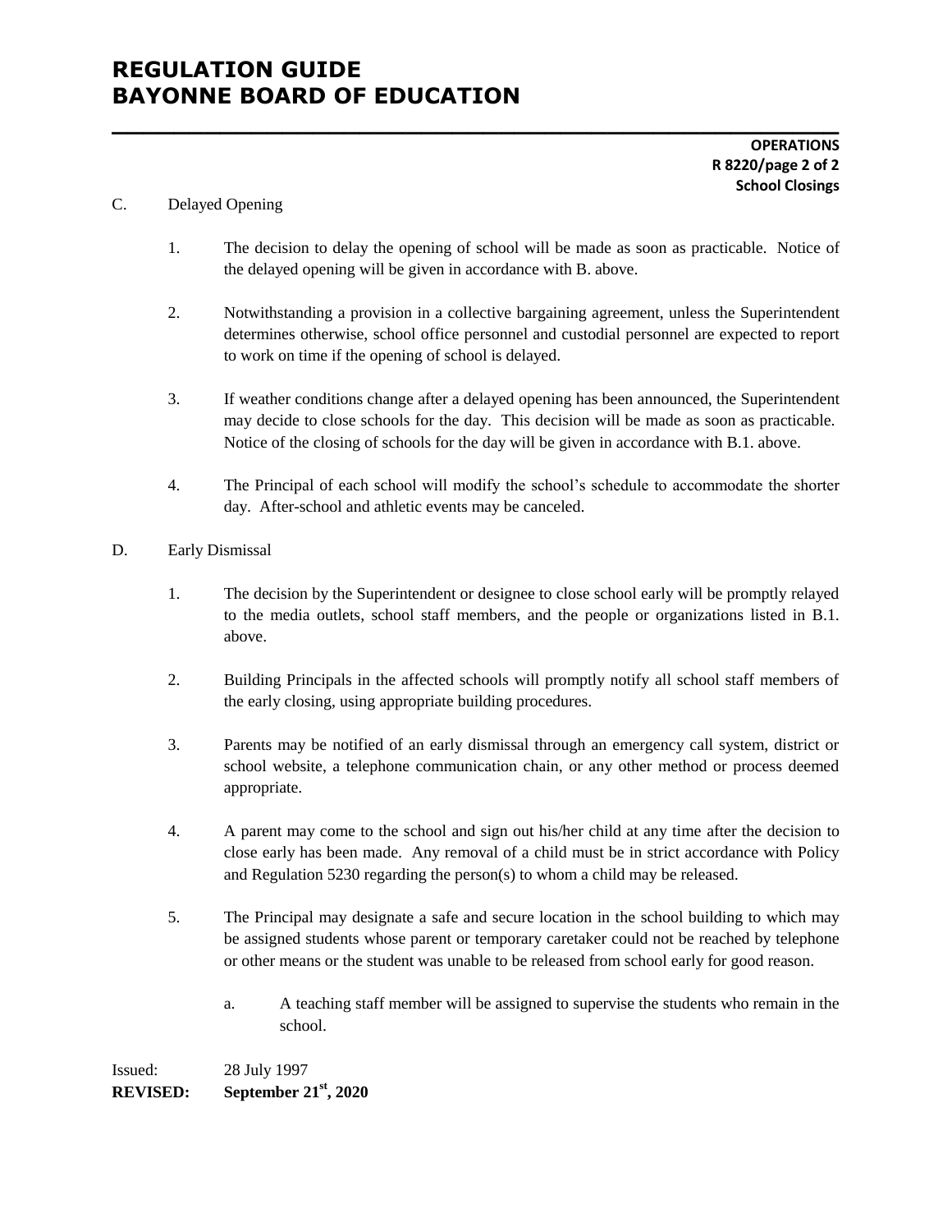C. Delayed Opening

1. The decision to delay the opening of school will be made as soon as practicable. Notice of the delayed opening will be given in accordance with B. above.

2. Notwithstanding a provision in a collective bargaining agreement, unless the Superintendent determines otherwise, school office personnel and custodial personnel are expected to report to work on time if the opening of school is delayed.

3. If weather conditions change after a delayed opening has been announced, the Superintendent may decide to close schools for the day. This decision will be made as soon as practicable. Notice of the closing of schools for the day will be given in accordance with B.1. above.

4. The Principal of each school will modify the school's schedule to accommodate the shorter day. After-school and athletic events may be canceled.

D. Early Dismissal

1. The decision by the Superintendent or designee to close school early will be promptly relayed to the media outlets, school staff members, and the people or organizations listed in B.1. above.

2. Building Principals in the affected schools will promptly notify all school staff members of the early closing, using appropriate building procedures.

3. Parents may be notified of an early dismissal through an emergency call system, district or school website, a telephone communication chain, or any other method or process deemed appropriate.

4. A parent may come to the school and sign out his/her child at any time after the decision to close early has been made. Any removal of a child must be in strict accordance with Policy and Regulation 5230 regarding the person(s) to whom a child may be released.

5. The Principal may designate a safe and secure location in the school building to which may be assigned students whose parent or temporary caretaker could not be reached by telephone or other means or the student was unable to be released from school early for good reason.

   a. A teaching staff member will be assigned to supervise the students who remain in the school.

Issued: 28 July 1997

**REVISED: September 21st, 2020**